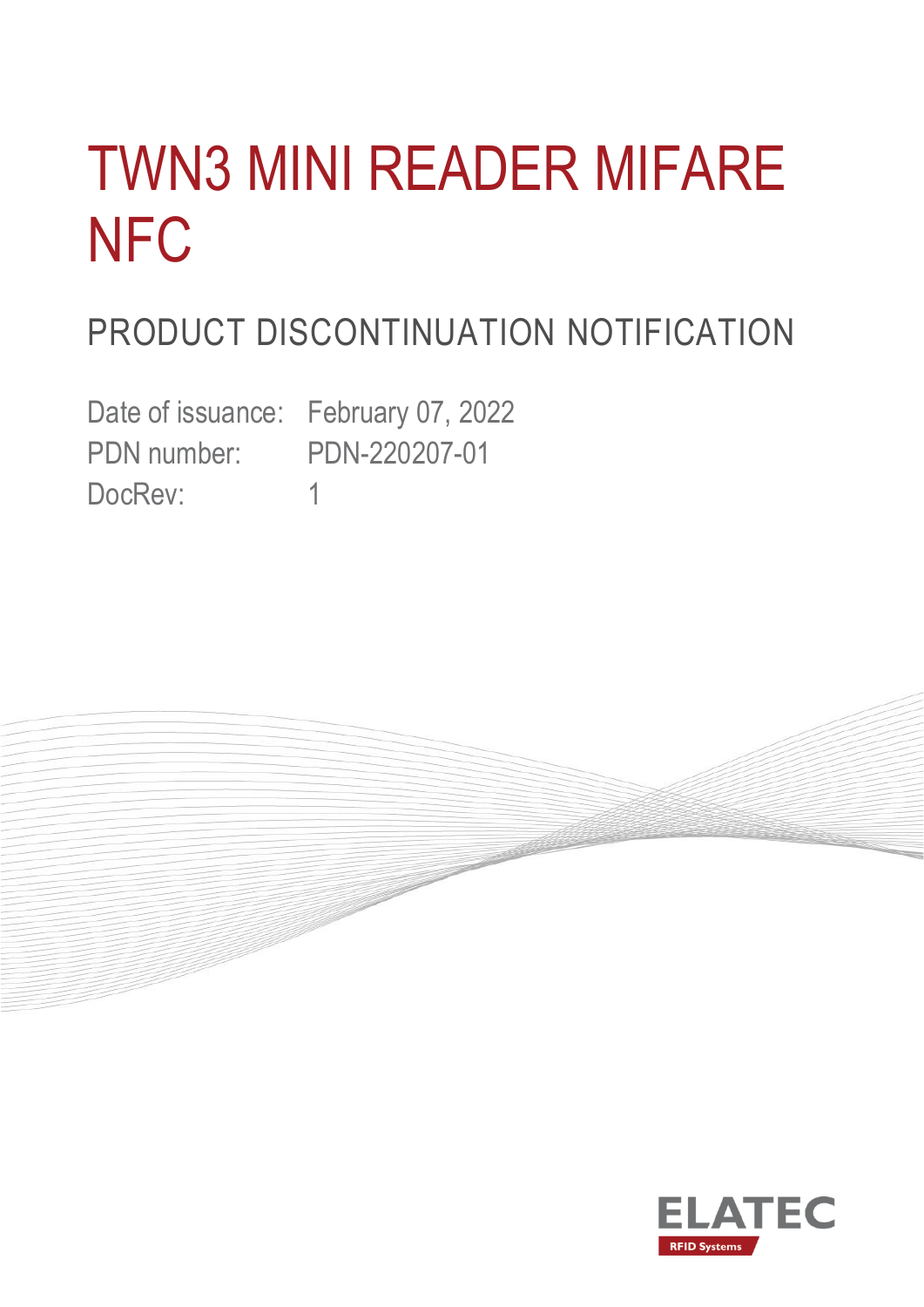# TWN3 MINI READER MIFARE NFC

## PRODUCT DISCONTINUATION NOTIFICATION

Date of issuance: February 07, 2022
PDN number: PDN-220207-01
DocRev: 1

ELATEC
RFID Systems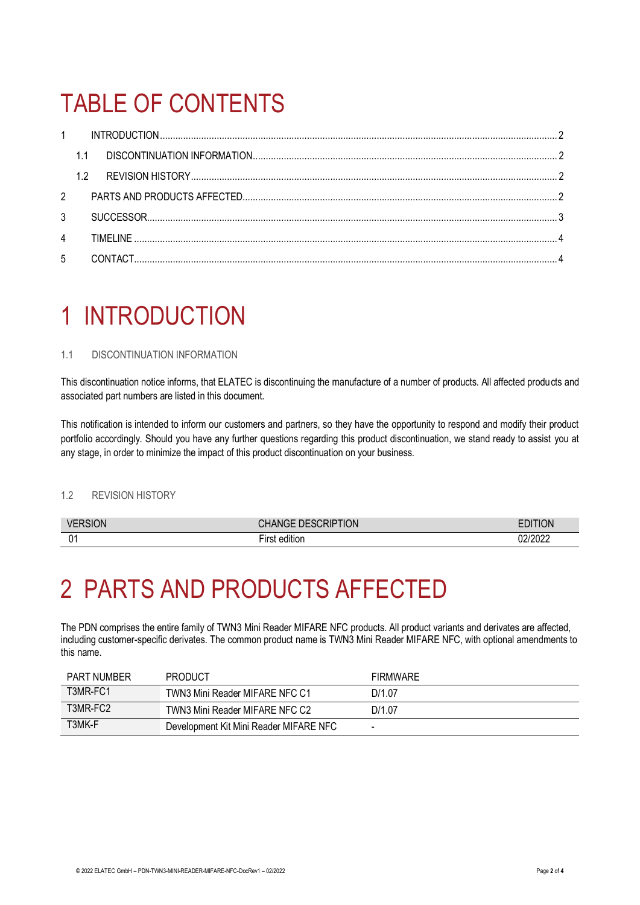# TABLE OF CONTENTS

1 INTRODUCTION ..... 2
  1.1 DISCONTINUATION INFORMATION ..... 2
  1.2 REVISION HISTORY ..... 2
2 PARTS AND PRODUCTS AFFECTED ..... 2
3 SUCCESSOR ..... 3
4 TIMELINE ..... 4
5 CONTACT ..... 4

# 1 INTRODUCTION

### 1.1 DISCONTINUATION INFORMATION

This discontinuation notice informs, that ELATEC is discontinuing the manufacture of a number of products. All affected products and associated part numbers are listed in this document.

This notification is intended to inform our customers and partners, so they have the opportunity to respond and modify their product portfolio accordingly. Should you have any further questions regarding this product discontinuation, we stand ready to assist you at any stage, in order to minimize the impact of this product discontinuation on your business.

### 1.2 REVISION HISTORY

| VERSION | CHANGE DESCRIPTION | EDITION |
|---|---|---|
| 01 | First edition | 02/2022 |

# 2 PARTS AND PRODUCTS AFFECTED

The PDN comprises the entire family of TWN3 Mini Reader MIFARE NFC products. All product variants and derivates are affected, including customer-specific derivates. The common product name is TWN3 Mini Reader MIFARE NFC, with optional amendments to this name.

| PART NUMBER | PRODUCT | FIRMWARE |
|---|---|---|
| T3MR-FC1 | TWN3 Mini Reader MIFARE NFC C1 | D/1.07 |
| T3MR-FC2 | TWN3 Mini Reader MIFARE NFC C2 | D/1.07 |
| T3MK-F | Development Kit Mini Reader MIFARE NFC | - |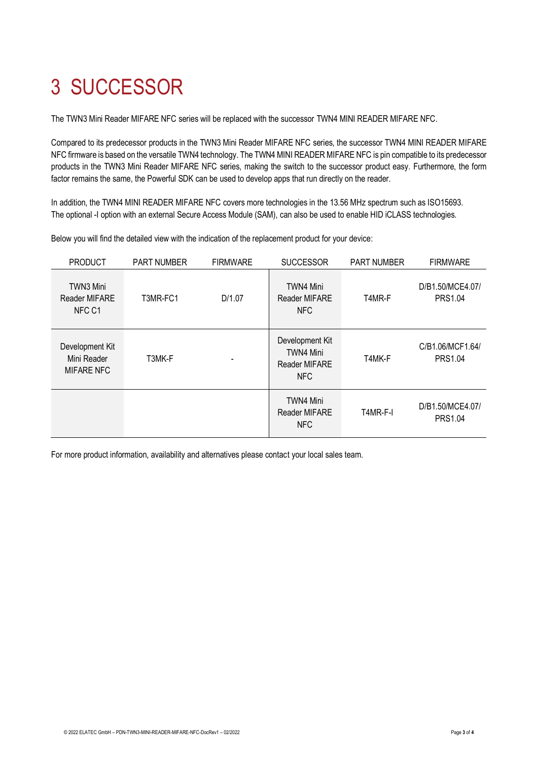# 3 SUCCESSOR

The TWN3 Mini Reader MIFARE NFC series will be replaced with the successor TWN4 MINI READER MIFARE NFC.

Compared to its predecessor products in the TWN3 Mini Reader MIFARE NFC series, the successor TWN4 MINI READER MIFARE NFC firmware is based on the versatile TWN4 technology. The TWN4 MINI READER MIFARE NFC is pin compatible to its predecessor products in the TWN3 Mini Reader MIFARE NFC series, making the switch to the successor product easy. Furthermore, the form factor remains the same, the Powerful SDK can be used to develop apps that run directly on the reader.

In addition, the TWN4 MINI READER MIFARE NFC covers more technologies in the 13.56 MHz spectrum such as ISO15693. The optional -I option with an external Secure Access Module (SAM), can also be used to enable HID iCLASS technologies.

Below you will find the detailed view with the indication of the replacement product for your device:

| PRODUCT | PART NUMBER | FIRMWARE | SUCCESSOR | PART NUMBER | FIRMWARE |
|---|---|---|---|---|---|
| TWN3 Mini Reader MIFARE NFC C1 | T3MR-FC1 | D/1.07 | TWN4 Mini Reader MIFARE NFC | T4MR-F | D/B1.50/MCE4.07/ PRS1.04 |
| Development Kit Mini Reader MIFARE NFC | T3MK-F | - | Development Kit TWN4 Mini Reader MIFARE NFC | T4MK-F | C/B1.06/MCF1.64/ PRS1.04 |
| | | | TWN4 Mini Reader MIFARE NFC | T4MR-F-I | D/B1.50/MCE4.07/ PRS1.04 |

For more product information, availability and alternatives please contact your local sales team.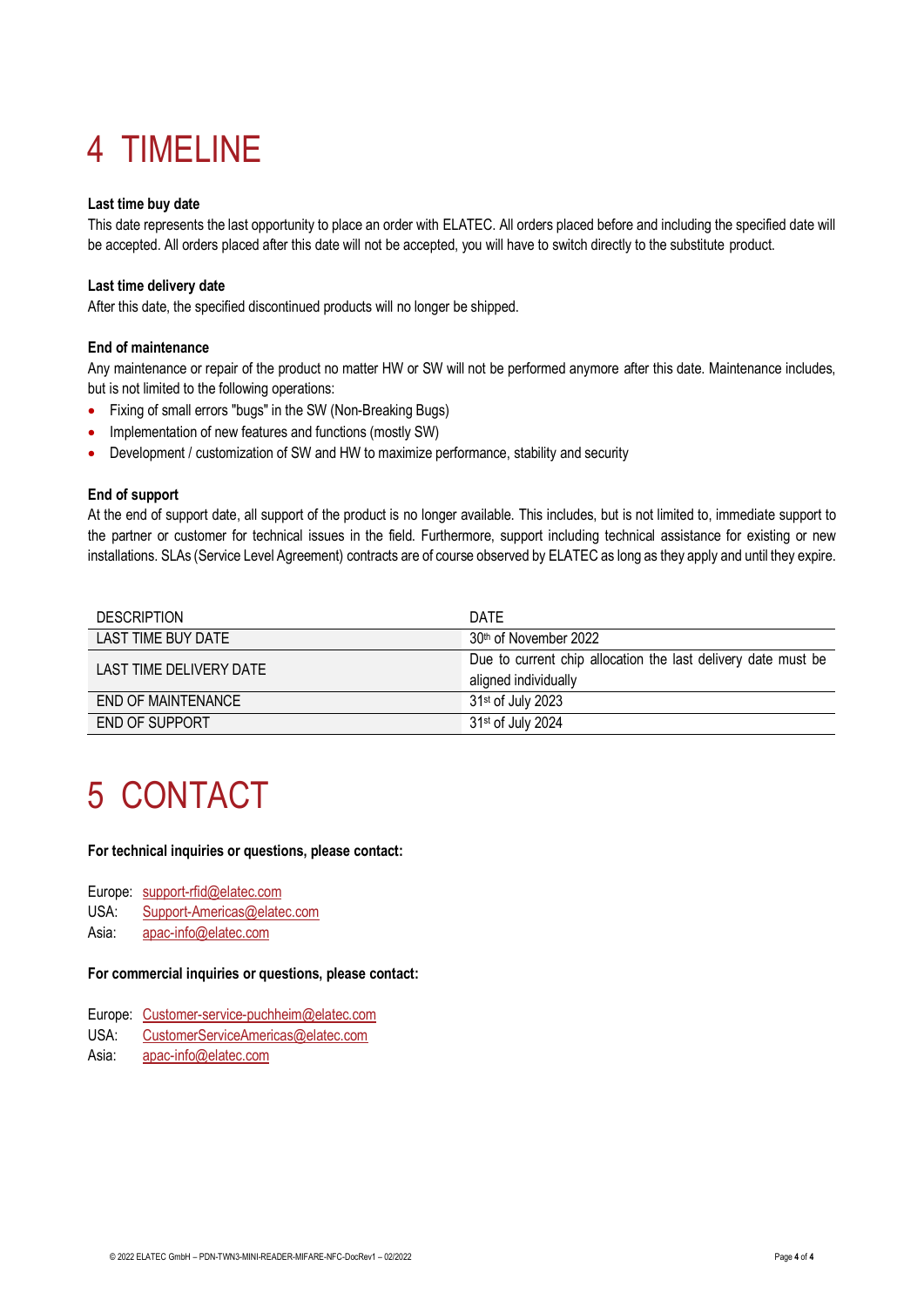# 4 TIMELINE

**Last time buy date**

This date represents the last opportunity to place an order with ELATEC. All orders placed before and including the specified date will be accepted. All orders placed after this date will not be accepted, you will have to switch directly to the substitute product.

**Last time delivery date**

After this date, the specified discontinued products will no longer be shipped.

**End of maintenance**

Any maintenance or repair of the product no matter HW or SW will not be performed anymore after this date. Maintenance includes, but is not limited to the following operations:

- Fixing of small errors "bugs" in the SW (Non-Breaking Bugs)
- Implementation of new features and functions (mostly SW)
- Development / customization of SW and HW to maximize performance, stability and security

**End of support**

At the end of support date, all support of the product is no longer available. This includes, but is not limited to, immediate support to the partner or customer for technical issues in the field. Furthermore, support including technical assistance for existing or new installations. SLAs (Service Level Agreement) contracts are of course observed by ELATEC as long as they apply and until they expire.

| DESCRIPTION | DATE |
|---|---|
| LAST TIME BUY DATE | 30th of November 2022 |
| LAST TIME DELIVERY DATE | Due to current chip allocation the last delivery date must be aligned individually |
| END OF MAINTENANCE | 31st of July 2023 |
| END OF SUPPORT | 31st of July 2024 |

# 5 CONTACT

**For technical inquiries or questions, please contact:**

Europe: support-rfid@elatec.com
USA: Support-Americas@elatec.com
Asia: apac-info@elatec.com

**For commercial inquiries or questions, please contact:**

Europe: Customer-service-puchheim@elatec.com
USA: CustomerServiceAmericas@elatec.com
Asia: apac-info@elatec.com